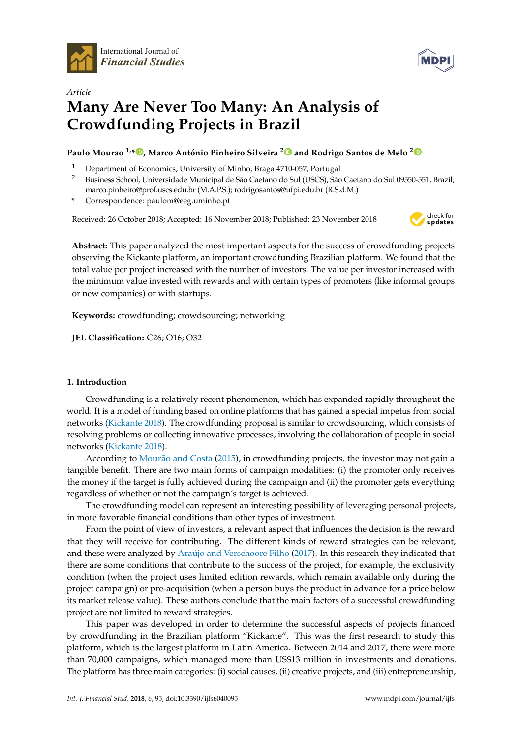*Article*

# Many Are Never Too Many: An Analysis of Crowdfunding Projects in Brazil

**Paulo Mourao [1,*], Marco António Pinheiro Silveira [2] and Rodrigo Santos de Melo [2]**

[1] Department of Economics, University of Minho, Braga 4710-057, Portugal
[2] Business School, Universidade Municipal de São Caetano do Sul (USCS), São Caetano do Sul 09550-551, Brazil; marco.pinheiro@prof.uscs.edu.br (M.A.P.S.); rodrigosantos@ufpi.edu.br (R.S.d.M.)
* Correspondence: paulom@eeg.uminho.pt

Received: 26 October 2018; Accepted: 16 November 2018; Published: 23 November 2018

**Abstract:** This paper analyzed the most important aspects for the success of crowdfunding projects observing the Kickante platform, an important crowdfunding Brazilian platform. We found that the total value per project increased with the number of investors. The value per investor increased with the minimum value invested with rewards and with certain types of promoters (like informal groups or new companies) or with startups.

**Keywords:** crowdfunding; crowdsourcing; networking

**JEL Classification:** C26; O16; O32

## 1. Introduction

Crowdfunding is a relatively recent phenomenon, which has expanded rapidly throughout the world. It is a model of funding based on online platforms that has gained a special impetus from social networks (Kickante 2018). The crowdfunding proposal is similar to crowdsourcing, which consists of resolving problems or collecting innovative processes, involving the collaboration of people in social networks (Kickante 2018).

According to Mourão and Costa (2015), in crowdfunding projects, the investor may not gain a tangible benefit. There are two main forms of campaign modalities: (i) the promoter only receives the money if the target is fully achieved during the campaign and (ii) the promoter gets everything regardless of whether or not the campaign's target is achieved.

The crowdfunding model can represent an interesting possibility of leveraging personal projects, in more favorable financial conditions than other types of investment.

From the point of view of investors, a relevant aspect that influences the decision is the reward that they will receive for contributing. The different kinds of reward strategies can be relevant, and these were analyzed by Araújo and Verschoore Filho (2017). In this research they indicated that there are some conditions that contribute to the success of the project, for example, the exclusivity condition (when the project uses limited edition rewards, which remain available only during the project campaign) or pre-acquisition (when a person buys the product in advance for a price below its market release value). These authors conclude that the main factors of a successful crowdfunding project are not limited to reward strategies.

This paper was developed in order to determine the successful aspects of projects financed by crowdfunding in the Brazilian platform "Kickante". This was the first research to study this platform, which is the largest platform in Latin America. Between 2014 and 2017, there were more than 70,000 campaigns, which managed more than US$13 million in investments and donations. The platform has three main categories: (i) social causes, (ii) creative projects, and (iii) entrepreneurship,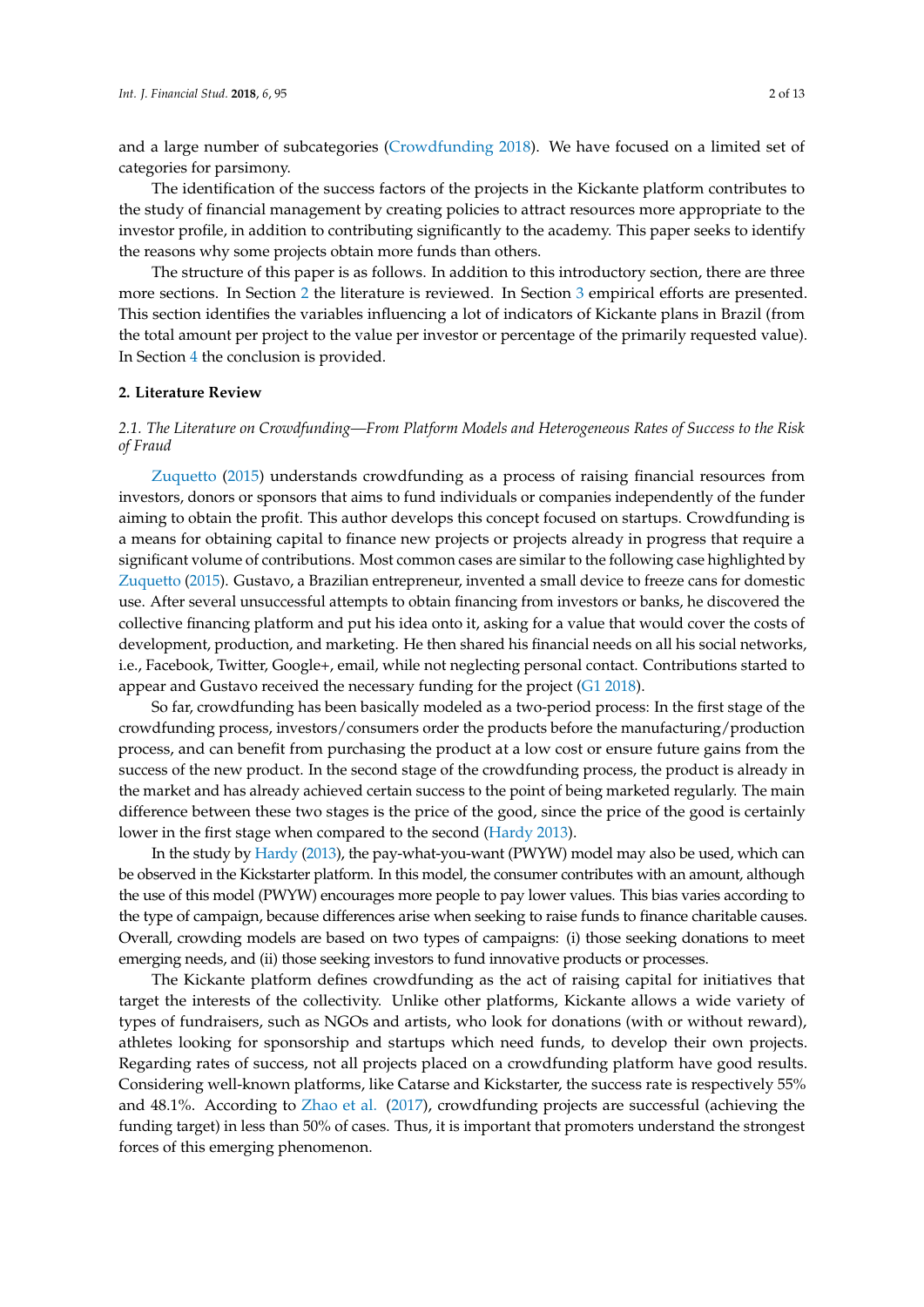and a large number of subcategories (Crowdfunding 2018). We have focused on a limited set of categories for parsimony.

The identification of the success factors of the projects in the Kickante platform contributes to the study of financial management by creating policies to attract resources more appropriate to the investor profile, in addition to contributing significantly to the academy. This paper seeks to identify the reasons why some projects obtain more funds than others.

The structure of this paper is as follows. In addition to this introductory section, there are three more sections. In Section 2 the literature is reviewed. In Section 3 empirical efforts are presented. This section identifies the variables influencing a lot of indicators of Kickante plans in Brazil (from the total amount per project to the value per investor or percentage of the primarily requested value). In Section 4 the conclusion is provided.

## 2. Literature Review

### *2.1. The Literature on Crowdfunding—From Platform Models and Heterogeneous Rates of Success to the Risk of Fraud*

Zuquetto (2015) understands crowdfunding as a process of raising financial resources from investors, donors or sponsors that aims to fund individuals or companies independently of the funder aiming to obtain the profit. This author develops this concept focused on startups. Crowdfunding is a means for obtaining capital to finance new projects or projects already in progress that require a significant volume of contributions. Most common cases are similar to the following case highlighted by Zuquetto (2015). Gustavo, a Brazilian entrepreneur, invented a small device to freeze cans for domestic use. After several unsuccessful attempts to obtain financing from investors or banks, he discovered the collective financing platform and put his idea onto it, asking for a value that would cover the costs of development, production, and marketing. He then shared his financial needs on all his social networks, i.e., Facebook, Twitter, Google+, email, while not neglecting personal contact. Contributions started to appear and Gustavo received the necessary funding for the project (G1 2018).

So far, crowdfunding has been basically modeled as a two-period process: In the first stage of the crowdfunding process, investors/consumers order the products before the manufacturing/production process, and can benefit from purchasing the product at a low cost or ensure future gains from the success of the new product. In the second stage of the crowdfunding process, the product is already in the market and has already achieved certain success to the point of being marketed regularly. The main difference between these two stages is the price of the good, since the price of the good is certainly lower in the first stage when compared to the second (Hardy 2013).

In the study by Hardy (2013), the pay-what-you-want (PWYW) model may also be used, which can be observed in the Kickstarter platform. In this model, the consumer contributes with an amount, although the use of this model (PWYW) encourages more people to pay lower values. This bias varies according to the type of campaign, because differences arise when seeking to raise funds to finance charitable causes. Overall, crowding models are based on two types of campaigns: (i) those seeking donations to meet emerging needs, and (ii) those seeking investors to fund innovative products or processes.

The Kickante platform defines crowdfunding as the act of raising capital for initiatives that target the interests of the collectivity. Unlike other platforms, Kickante allows a wide variety of types of fundraisers, such as NGOs and artists, who look for donations (with or without reward), athletes looking for sponsorship and startups which need funds, to develop their own projects. Regarding rates of success, not all projects placed on a crowdfunding platform have good results. Considering well-known platforms, like Catarse and Kickstarter, the success rate is respectively 55% and 48.1%. According to Zhao et al. (2017), crowdfunding projects are successful (achieving the funding target) in less than 50% of cases. Thus, it is important that promoters understand the strongest forces of this emerging phenomenon.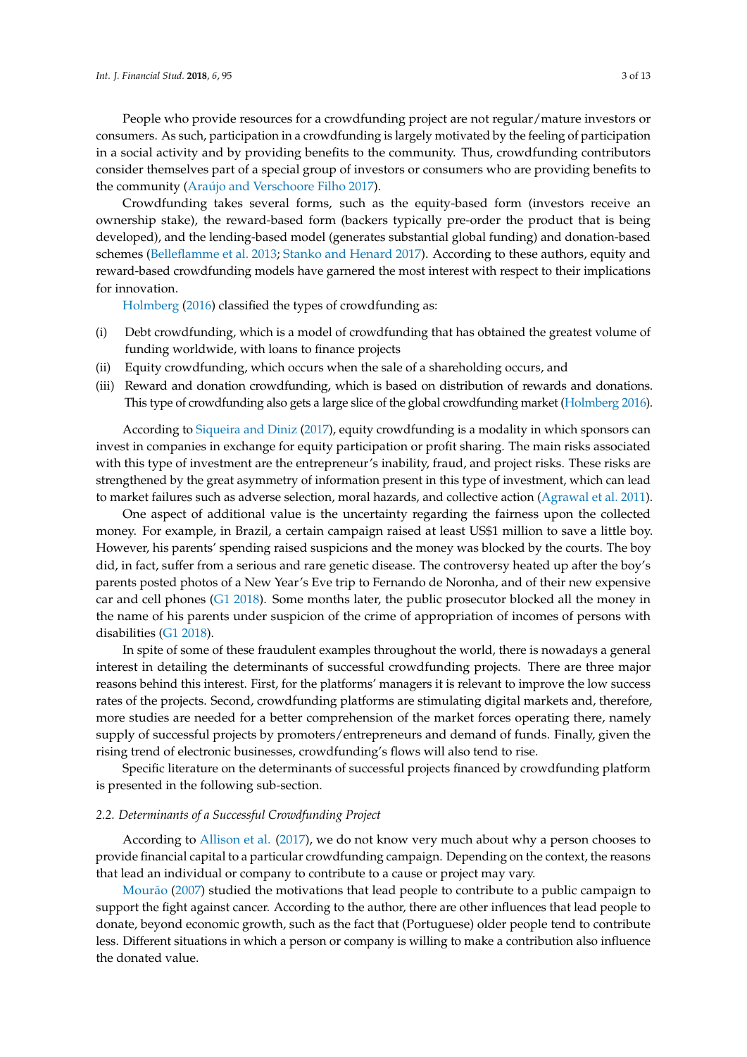People who provide resources for a crowdfunding project are not regular/mature investors or consumers. As such, participation in a crowdfunding is largely motivated by the feeling of participation in a social activity and by providing benefits to the community. Thus, crowdfunding contributors consider themselves part of a special group of investors or consumers who are providing benefits to the community (Araújo and Verschoore Filho 2017).

Crowdfunding takes several forms, such as the equity-based form (investors receive an ownership stake), the reward-based form (backers typically pre-order the product that is being developed), and the lending-based model (generates substantial global funding) and donation-based schemes (Belleflamme et al. 2013; Stanko and Henard 2017). According to these authors, equity and reward-based crowdfunding models have garnered the most interest with respect to their implications for innovation.

Holmberg (2016) classified the types of crowdfunding as:

(i) Debt crowdfunding, which is a model of crowdfunding that has obtained the greatest volume of funding worldwide, with loans to finance projects
(ii) Equity crowdfunding, which occurs when the sale of a shareholding occurs, and
(iii) Reward and donation crowdfunding, which is based on distribution of rewards and donations. This type of crowdfunding also gets a large slice of the global crowdfunding market (Holmberg 2016).

According to Siqueira and Diniz (2017), equity crowdfunding is a modality in which sponsors can invest in companies in exchange for equity participation or profit sharing. The main risks associated with this type of investment are the entrepreneur's inability, fraud, and project risks. These risks are strengthened by the great asymmetry of information present in this type of investment, which can lead to market failures such as adverse selection, moral hazards, and collective action (Agrawal et al. 2011).

One aspect of additional value is the uncertainty regarding the fairness upon the collected money. For example, in Brazil, a certain campaign raised at least US$1 million to save a little boy. However, his parents' spending raised suspicions and the money was blocked by the courts. The boy did, in fact, suffer from a serious and rare genetic disease. The controversy heated up after the boy's parents posted photos of a New Year's Eve trip to Fernando de Noronha, and of their new expensive car and cell phones (G1 2018). Some months later, the public prosecutor blocked all the money in the name of his parents under suspicion of the crime of appropriation of incomes of persons with disabilities (G1 2018).

In spite of some of these fraudulent examples throughout the world, there is nowadays a general interest in detailing the determinants of successful crowdfunding projects. There are three major reasons behind this interest. First, for the platforms' managers it is relevant to improve the low success rates of the projects. Second, crowdfunding platforms are stimulating digital markets and, therefore, more studies are needed for a better comprehension of the market forces operating there, namely supply of successful projects by promoters/entrepreneurs and demand of funds. Finally, given the rising trend of electronic businesses, crowdfunding's flows will also tend to rise.

Specific literature on the determinants of successful projects financed by crowdfunding platform is presented in the following sub-section.

### *2.2. Determinants of a Successful Crowdfunding Project*

According to Allison et al. (2017), we do not know very much about why a person chooses to provide financial capital to a particular crowdfunding campaign. Depending on the context, the reasons that lead an individual or company to contribute to a cause or project may vary.

Mourão (2007) studied the motivations that lead people to contribute to a public campaign to support the fight against cancer. According to the author, there are other influences that lead people to donate, beyond economic growth, such as the fact that (Portuguese) older people tend to contribute less. Different situations in which a person or company is willing to make a contribution also influence the donated value.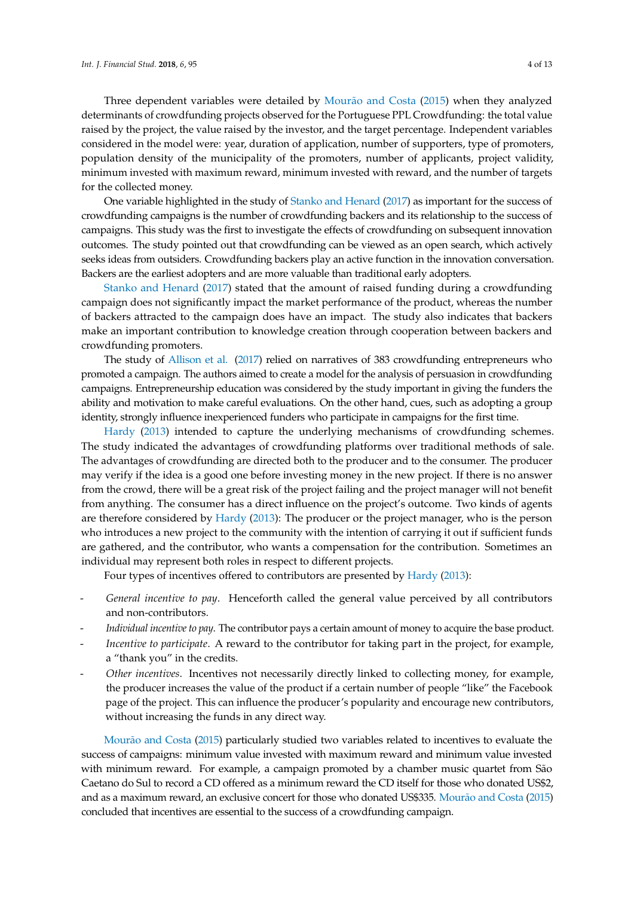Three dependent variables were detailed by Mourão and Costa (2015) when they analyzed determinants of crowdfunding projects observed for the Portuguese PPL Crowdfunding: the total value raised by the project, the value raised by the investor, and the target percentage. Independent variables considered in the model were: year, duration of application, number of supporters, type of promoters, population density of the municipality of the promoters, number of applicants, project validity, minimum invested with maximum reward, minimum invested with reward, and the number of targets for the collected money.

One variable highlighted in the study of Stanko and Henard (2017) as important for the success of crowdfunding campaigns is the number of crowdfunding backers and its relationship to the success of campaigns. This study was the first to investigate the effects of crowdfunding on subsequent innovation outcomes. The study pointed out that crowdfunding can be viewed as an open search, which actively seeks ideas from outsiders. Crowdfunding backers play an active function in the innovation conversation. Backers are the earliest adopters and are more valuable than traditional early adopters.

Stanko and Henard (2017) stated that the amount of raised funding during a crowdfunding campaign does not significantly impact the market performance of the product, whereas the number of backers attracted to the campaign does have an impact. The study also indicates that backers make an important contribution to knowledge creation through cooperation between backers and crowdfunding promoters.

The study of Allison et al. (2017) relied on narratives of 383 crowdfunding entrepreneurs who promoted a campaign. The authors aimed to create a model for the analysis of persuasion in crowdfunding campaigns. Entrepreneurship education was considered by the study important in giving the funders the ability and motivation to make careful evaluations. On the other hand, cues, such as adopting a group identity, strongly influence inexperienced funders who participate in campaigns for the first time.

Hardy (2013) intended to capture the underlying mechanisms of crowdfunding schemes. The study indicated the advantages of crowdfunding platforms over traditional methods of sale. The advantages of crowdfunding are directed both to the producer and to the consumer. The producer may verify if the idea is a good one before investing money in the new project. If there is no answer from the crowd, there will be a great risk of the project failing and the project manager will not benefit from anything. The consumer has a direct influence on the project's outcome. Two kinds of agents are therefore considered by Hardy (2013): The producer or the project manager, who is the person who introduces a new project to the community with the intention of carrying it out if sufficient funds are gathered, and the contributor, who wants a compensation for the contribution. Sometimes an individual may represent both roles in respect to different projects.

Four types of incentives offered to contributors are presented by Hardy (2013):

- *General incentive to pay*. Henceforth called the general value perceived by all contributors and non-contributors.
- *Individual incentive to pay*. The contributor pays a certain amount of money to acquire the base product.
- *Incentive to participate*. A reward to the contributor for taking part in the project, for example, a "thank you" in the credits.
- *Other incentives*. Incentives not necessarily directly linked to collecting money, for example, the producer increases the value of the product if a certain number of people "like" the Facebook page of the project. This can influence the producer's popularity and encourage new contributors, without increasing the funds in any direct way.

Mourão and Costa (2015) particularly studied two variables related to incentives to evaluate the success of campaigns: minimum value invested with maximum reward and minimum value invested with minimum reward. For example, a campaign promoted by a chamber music quartet from São Caetano do Sul to record a CD offered as a minimum reward the CD itself for those who donated US$2, and as a maximum reward, an exclusive concert for those who donated US$335. Mourão and Costa (2015) concluded that incentives are essential to the success of a crowdfunding campaign.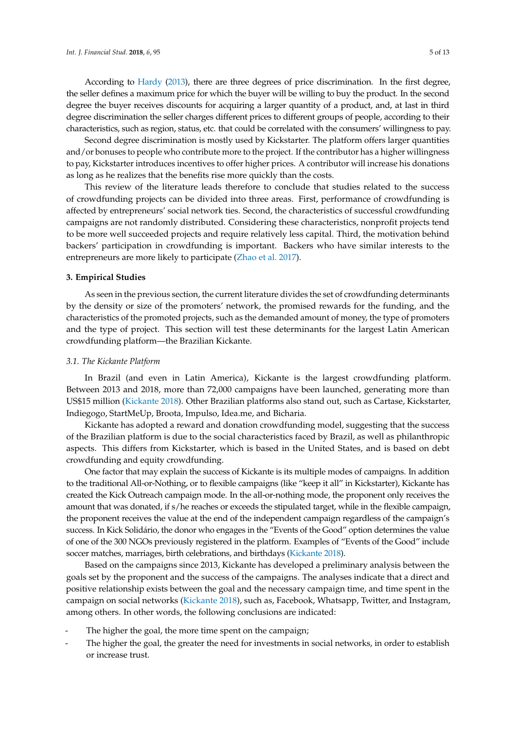According to Hardy (2013), there are three degrees of price discrimination. In the first degree, the seller defines a maximum price for which the buyer will be willing to buy the product. In the second degree the buyer receives discounts for acquiring a larger quantity of a product, and, at last in third degree discrimination the seller charges different prices to different groups of people, according to their characteristics, such as region, status, etc. that could be correlated with the consumers' willingness to pay.

Second degree discrimination is mostly used by Kickstarter. The platform offers larger quantities and/or bonuses to people who contribute more to the project. If the contributor has a higher willingness to pay, Kickstarter introduces incentives to offer higher prices. A contributor will increase his donations as long as he realizes that the benefits rise more quickly than the costs.

This review of the literature leads therefore to conclude that studies related to the success of crowdfunding projects can be divided into three areas. First, performance of crowdfunding is affected by entrepreneurs' social network ties. Second, the characteristics of successful crowdfunding campaigns are not randomly distributed. Considering these characteristics, nonprofit projects tend to be more well succeeded projects and require relatively less capital. Third, the motivation behind backers' participation in crowdfunding is important. Backers who have similar interests to the entrepreneurs are more likely to participate (Zhao et al. 2017).

## 3. Empirical Studies

As seen in the previous section, the current literature divides the set of crowdfunding determinants by the density or size of the promoters' network, the promised rewards for the funding, and the characteristics of the promoted projects, such as the demanded amount of money, the type of promoters and the type of project. This section will test these determinants for the largest Latin American crowdfunding platform—the Brazilian Kickante.

### *3.1. The Kickante Platform*

In Brazil (and even in Latin America), Kickante is the largest crowdfunding platform. Between 2013 and 2018, more than 72,000 campaigns have been launched, generating more than US$15 million (Kickante 2018). Other Brazilian platforms also stand out, such as Cartase, Kickstarter, Indiegogo, StartMeUp, Broota, Impulso, Idea.me, and Bicharia.

Kickante has adopted a reward and donation crowdfunding model, suggesting that the success of the Brazilian platform is due to the social characteristics faced by Brazil, as well as philanthropic aspects. This differs from Kickstarter, which is based in the United States, and is based on debt crowdfunding and equity crowdfunding.

One factor that may explain the success of Kickante is its multiple modes of campaigns. In addition to the traditional All-or-Nothing, or to flexible campaigns (like "keep it all" in Kickstarter), Kickante has created the Kick Outreach campaign mode. In the all-or-nothing mode, the proponent only receives the amount that was donated, if s/he reaches or exceeds the stipulated target, while in the flexible campaign, the proponent receives the value at the end of the independent campaign regardless of the campaign's success. In Kick Solidário, the donor who engages in the "Events of the Good" option determines the value of one of the 300 NGOs previously registered in the platform. Examples of "Events of the Good" include soccer matches, marriages, birth celebrations, and birthdays (Kickante 2018).

Based on the campaigns since 2013, Kickante has developed a preliminary analysis between the goals set by the proponent and the success of the campaigns. The analyses indicate that a direct and positive relationship exists between the goal and the necessary campaign time, and time spent in the campaign on social networks (Kickante 2018), such as, Facebook, Whatsapp, Twitter, and Instagram, among others. In other words, the following conclusions are indicated:

- The higher the goal, the more time spent on the campaign;
- The higher the goal, the greater the need for investments in social networks, in order to establish or increase trust.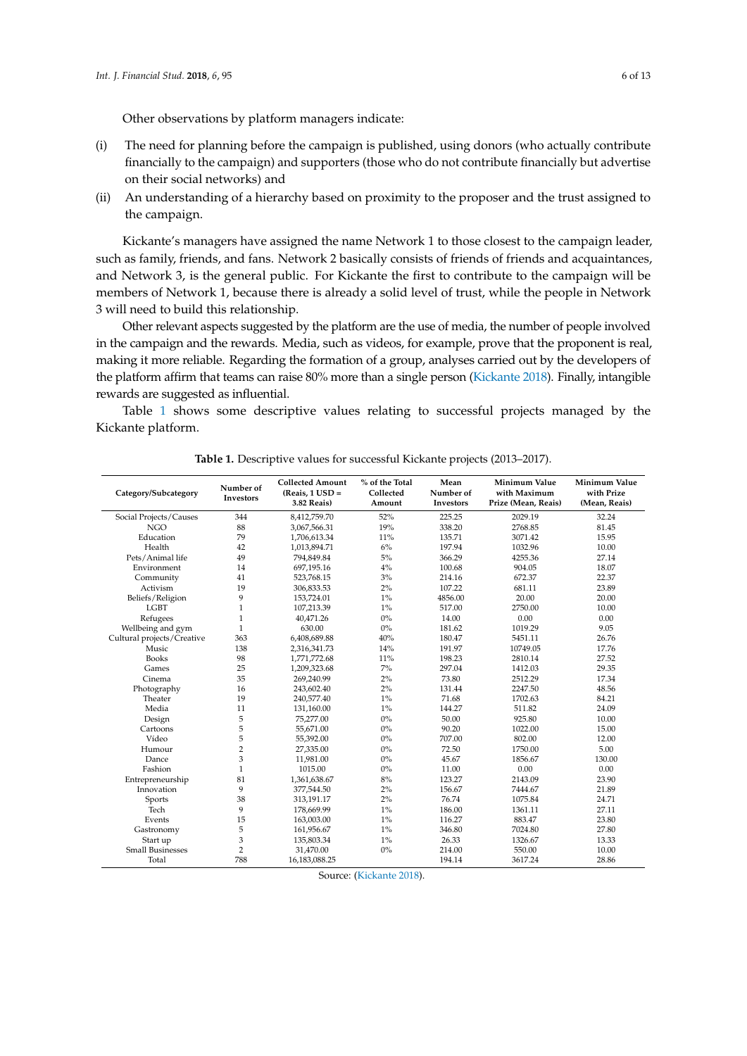Other observations by platform managers indicate:

(i) The need for planning before the campaign is published, using donors (who actually contribute financially to the campaign) and supporters (those who do not contribute financially but advertise on their social networks) and

(ii) An understanding of a hierarchy based on proximity to the proposer and the trust assigned to the campaign.

Kickante's managers have assigned the name Network 1 to those closest to the campaign leader, such as family, friends, and fans. Network 2 basically consists of friends of friends and acquaintances, and Network 3, is the general public. For Kickante the first to contribute to the campaign will be members of Network 1, because there is already a solid level of trust, while the people in Network 3 will need to build this relationship.

Other relevant aspects suggested by the platform are the use of media, the number of people involved in the campaign and the rewards. Media, such as videos, for example, prove that the proponent is real, making it more reliable. Regarding the formation of a group, analyses carried out by the developers of the platform affirm that teams can raise 80% more than a single person (Kickante 2018). Finally, intangible rewards are suggested as influential.

Table 1 shows some descriptive values relating to successful projects managed by the Kickante platform.

**Table 1.** Descriptive values for successful Kickante projects (2013–2017).

| Category/Subcategory | Number of Investors | Collected Amount (Reais, 1 USD = 3.82 Reais) | % of the Total Collected Amount | Mean Number of Investors | Minimum Value with Maximum Prize (Mean, Reais) | Minimum Value with Prize (Mean, Reais) |
|---|---|---|---|---|---|---|
| Social Projects/Causes | 344 | 8,412,759.70 | 52% | 225.25 | 2029.19 | 32.24 |
| NGO | 88 | 3,067,566.31 | 19% | 338.20 | 2768.85 | 81.45 |
| Education | 79 | 1,706,613.34 | 11% | 135.71 | 3071.42 | 15.95 |
| Health | 42 | 1,013,894.71 | 6% | 197.94 | 1032.96 | 10.00 |
| Pets/Animal life | 49 | 794,849.84 | 5% | 366.29 | 4255.36 | 27.14 |
| Environment | 14 | 697,195.16 | 4% | 100.68 | 904.05 | 18.07 |
| Community | 41 | 523,768.15 | 3% | 214.16 | 672.37 | 22.37 |
| Activism | 19 | 306,833.53 | 2% | 107.22 | 681.11 | 23.89 |
| Beliefs/Religion | 9 | 153,724.01 | 1% | 4856.00 | 20.00 | 20.00 |
| LGBT | 1 | 107,213.39 | 1% | 517.00 | 2750.00 | 10.00 |
| Refugees | 1 | 40,471.26 | 0% | 14.00 | 0.00 | 0.00 |
| Wellbeing and gym | 1 | 630.00 | 0% | 181.62 | 1019.29 | 9.05 |
| Cultural projects/Creative | 363 | 6,408,689.88 | 40% | 180.47 | 5451.11 | 26.76 |
| Music | 138 | 2,316,341.73 | 14% | 191.97 | 10749.05 | 17.76 |
| Books | 98 | 1,771,772.68 | 11% | 198.23 | 2810.14 | 27.52 |
| Games | 25 | 1,209,323.68 | 7% | 297.04 | 1412.03 | 29.35 |
| Cinema | 35 | 269,240.99 | 2% | 73.80 | 2512.29 | 17.34 |
| Photography | 16 | 243,602.40 | 2% | 131.44 | 2247.50 | 48.56 |
| Theater | 19 | 240,577.40 | 1% | 71.68 | 1702.63 | 84.21 |
| Media | 11 | 131,160.00 | 1% | 144.27 | 511.82 | 24.09 |
| Design | 5 | 75,277.00 | 0% | 50.00 | 925.80 | 10.00 |
| Cartoons | 5 | 55,671.00 | 0% | 90.20 | 1022.00 | 15.00 |
| Video | 5 | 55,392.00 | 0% | 707.00 | 802.00 | 12.00 |
| Humour | 2 | 27,335.00 | 0% | 72.50 | 1750.00 | 5.00 |
| Dance | 3 | 11,981.00 | 0% | 45.67 | 1856.67 | 130.00 |
| Fashion | 1 | 1015.00 | 0% | 11.00 | 0.00 | 0.00 |
| Entrepreneurship | 81 | 1,361,638.67 | 8% | 123.27 | 2143.09 | 23.90 |
| Innovation | 9 | 377,544.50 | 2% | 156.67 | 7444.67 | 21.89 |
| Sports | 38 | 313,191.17 | 2% | 76.74 | 1075.84 | 24.71 |
| Tech | 9 | 178,669.99 | 1% | 186.00 | 1361.11 | 27.11 |
| Events | 15 | 163,003.00 | 1% | 116.27 | 883.47 | 23.80 |
| Gastronomy | 5 | 161,956.67 | 1% | 346.80 | 7024.80 | 27.80 |
| Start up | 3 | 135,803.34 | 1% | 26.33 | 1326.67 | 13.33 |
| Small Businesses | 2 | 31,470.00 | 0% | 214.00 | 550.00 | 10.00 |
| Total | 788 | 16,183,088.25 | | 194.14 | 3617.24 | 28.86 |

Source: (Kickante 2018).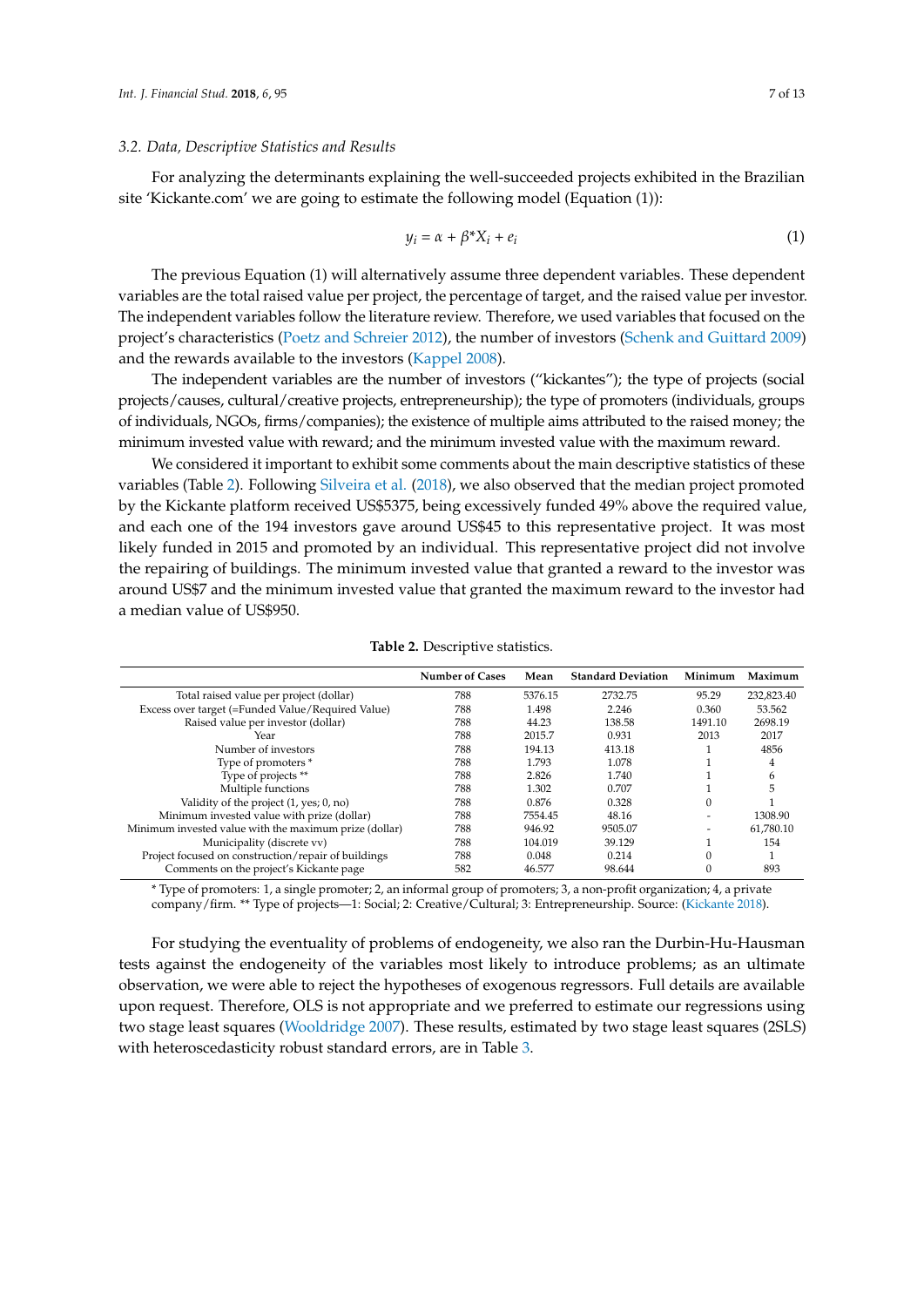### 3.2. Data, Descriptive Statistics and Results

For analyzing the determinants explaining the well-succeeded projects exhibited in the Brazilian site 'Kickante.com' we are going to estimate the following model (Equation (1)):

$$y_i = \alpha + \beta^* X_i + e_i \tag{1}$$

The previous Equation (1) will alternatively assume three dependent variables. These dependent variables are the total raised value per project, the percentage of target, and the raised value per investor. The independent variables follow the literature review. Therefore, we used variables that focused on the project's characteristics (Poetz and Schreier 2012), the number of investors (Schenk and Guittard 2009) and the rewards available to the investors (Kappel 2008).

The independent variables are the number of investors ("kickantes"); the type of projects (social projects/causes, cultural/creative projects, entrepreneurship); the type of promoters (individuals, groups of individuals, NGOs, firms/companies); the existence of multiple aims attributed to the raised money; the minimum invested value with reward; and the minimum invested value with the maximum reward.

We considered it important to exhibit some comments about the main descriptive statistics of these variables (Table 2). Following Silveira et al. (2018), we also observed that the median project promoted by the Kickante platform received US$5375, being excessively funded 49% above the required value, and each one of the 194 investors gave around US$45 to this representative project. It was most likely funded in 2015 and promoted by an individual. This representative project did not involve the repairing of buildings. The minimum invested value that granted a reward to the investor was around US$7 and the minimum invested value that granted the maximum reward to the investor had a median value of US$950.

**Table 2.** Descriptive statistics.

| | Number of Cases | Mean | Standard Deviation | Minimum | Maximum |
|---|---|---|---|---|---|
| Total raised value per project (dollar) | 788 | 5376.15 | 2732.75 | 95.29 | 232,823.40 |
| Excess over target (=Funded Value/Required Value) | 788 | 1.498 | 2.246 | 0.360 | 53.562 |
| Raised value per investor (dollar) | 788 | 44.23 | 138.58 | 1491.10 | 2698.19 |
| Year | 788 | 2015.7 | 0.931 | 2013 | 2017 |
| Number of investors | 788 | 194.13 | 413.18 | 1 | 4856 |
| Type of promoters * | 788 | 1.793 | 1.078 | 1 | 4 |
| Type of projects ** | 788 | 2.826 | 1.740 | 1 | 6 |
| Multiple functions | 788 | 1.302 | 0.707 | 1 | 5 |
| Validity of the project (1, yes; 0, no) | 788 | 0.876 | 0.328 | 0 | 1 |
| Minimum invested value with prize (dollar) | 788 | 7554.45 | 48.16 | - | 1308.90 |
| Minimum invested value with the maximum prize (dollar) | 788 | 946.92 | 9505.07 | - | 61,780.10 |
| Municipality (discrete vv) | 788 | 104.019 | 39.129 | 1 | 154 |
| Project focused on construction/repair of buildings | 788 | 0.048 | 0.214 | 0 | 1 |
| Comments on the project's Kickante page | 582 | 46.577 | 98.644 | 0 | 893 |

\* Type of promoters: 1, a single promoter; 2, an informal group of promoters; 3, a non-profit organization; 4, a private company/firm. ** Type of projects—1: Social; 2: Creative/Cultural; 3: Entrepreneurship. Source: (Kickante 2018).

For studying the eventuality of problems of endogeneity, we also ran the Durbin-Hu-Hausman tests against the endogeneity of the variables most likely to introduce problems; as an ultimate observation, we were able to reject the hypotheses of exogenous regressors. Full details are available upon request. Therefore, OLS is not appropriate and we preferred to estimate our regressions using two stage least squares (Wooldridge 2007). These results, estimated by two stage least squares (2SLS) with heteroscedasticity robust standard errors, are in Table 3.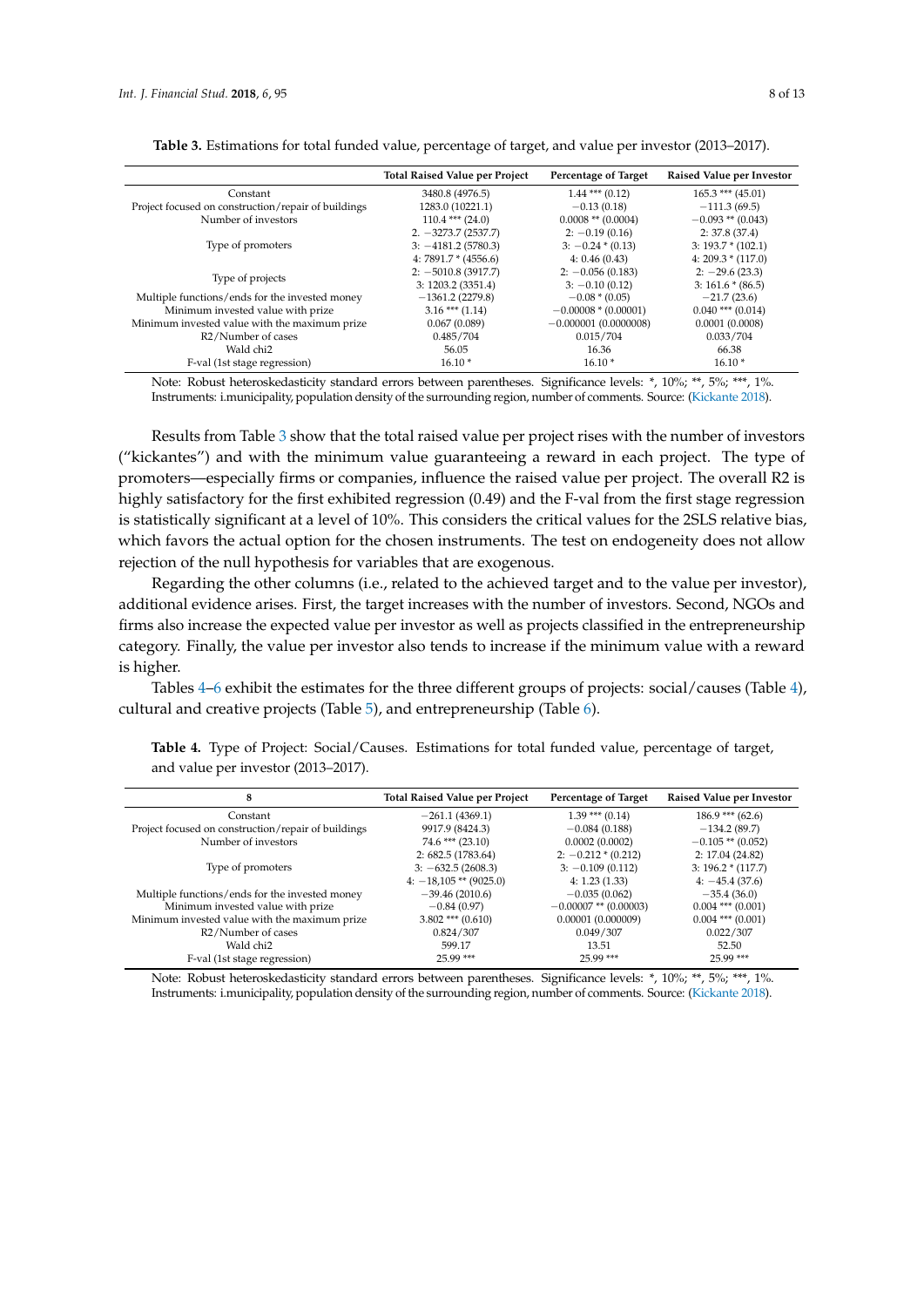**Table 3.** Estimations for total funded value, percentage of target, and value per investor (2013–2017).

| | Total Raised Value per Project | Percentage of Target | Raised Value per Investor |
|---|---|---|---|
| Constant | 3480.8 (4976.5) | 1.44 *** (0.12) | 165.3 *** (45.01) |
| Project focused on construction/repair of buildings | 1283.0 (10221.1) | −0.13 (0.18) | −111.3 (69.5) |
| Number of investors | 110.4 *** (24.0) | 0.0008 ** (0.0004) | −0.093 ** (0.043) |
| Type of promoters | 2. −3273.7 (2537.7)<br>3: −4181.2 (5780.3)<br>4: 7891.7 * (4556.6) | 2: −0.19 (0.16)<br>3: −0.24 * (0.13)<br>4: 0.46 (0.43) | 2: 37.8 (37.4)<br>3: 193.7 * (102.1)<br>4: 209.3 * (117.0) |
| Type of projects | 2: −5010.8 (3917.7)<br>3: 1203.2 (3351.4) | 2: −0.056 (0.183)<br>3: −0.10 (0.12) | 2: −29.6 (23.3)<br>3: 161.6 * (86.5) |
| Multiple functions/ends for the invested money | −1361.2 (2279.8) | −0.08 * (0.05) | −21.7 (23.6) |
| Minimum invested value with prize | 3.16 *** (1.14) | −0.00008 * (0.00001) | 0.040 *** (0.014) |
| Minimum invested value with the maximum prize | 0.067 (0.089) | −0.000001 (0.0000008) | 0.0001 (0.0008) |
| R2/Number of cases | 0.485/704 | 0.015/704 | 0.033/704 |
| Wald chi2 | 56.05 | 16.36 | 66.38 |
| F-val (1st stage regression) | 16.10 * | 16.10 * | 16.10 * |

Note: Robust heteroskedasticity standard errors between parentheses. Significance levels: *, 10%; **, 5%; ***, 1%. Instruments: i.municipality, population density of the surrounding region, number of comments. Source: (Kickante 2018).

Results from Table 3 show that the total raised value per project rises with the number of investors ("kickantes") and with the minimum value guaranteeing a reward in each project. The type of promoters—especially firms or companies, influence the raised value per project. The overall R2 is highly satisfactory for the first exhibited regression (0.49) and the F-val from the first stage regression is statistically significant at a level of 10%. This considers the critical values for the 2SLS relative bias, which favors the actual option for the chosen instruments. The test on endogeneity does not allow rejection of the null hypothesis for variables that are exogenous.

Regarding the other columns (i.e., related to the achieved target and to the value per investor), additional evidence arises. First, the target increases with the number of investors. Second, NGOs and firms also increase the expected value per investor as well as projects classified in the entrepreneurship category. Finally, the value per investor also tends to increase if the minimum value with a reward is higher.

Tables 4–6 exhibit the estimates for the three different groups of projects: social/causes (Table 4), cultural and creative projects (Table 5), and entrepreneurship (Table 6).

**Table 4.** Type of Project: Social/Causes. Estimations for total funded value, percentage of target, and value per investor (2013–2017).

| 8 | Total Raised Value per Project | Percentage of Target | Raised Value per Investor |
|---|---|---|---|
| Constant | −261.1 (4369.1) | 1.39 *** (0.14) | 186.9 *** (62.6) |
| Project focused on construction/repair of buildings | 9917.9 (8424.3) | −0.084 (0.188) | −134.2 (89.7) |
| Number of investors | 74.6 *** (23.10) | 0.0002 (0.0002) | −0.105 ** (0.052) |
| Type of promoters | 2: 682.5 (1783.64)<br>3: −632.5 (2608.3)<br>4: −18,105 ** (9025.0) | 2: −0.212 * (0.212)<br>3: −0.109 (0.112)<br>4: 1.23 (1.33) | 2: 17.04 (24.82)<br>3: 196.2 * (117.7)<br>4: −45.4 (37.6) |
| Multiple functions/ends for the invested money | −39.46 (2010.6) | −0.035 (0.062) | −35.4 (36.0) |
| Minimum invested value with prize | −0.84 (0.97) | −0.00007 ** (0.00003) | 0.004 *** (0.001) |
| Minimum invested value with the maximum prize | 3.802 *** (0.610) | 0.00001 (0.000009) | 0.004 *** (0.001) |
| R2/Number of cases | 0.824/307 | 0.049/307 | 0.022/307 |
| Wald chi2 | 599.17 | 13.51 | 52.50 |
| F-val (1st stage regression) | 25.99 *** | 25.99 *** | 25.99 *** |

Note: Robust heteroskedasticity standard errors between parentheses. Significance levels: *, 10%; **, 5%; ***, 1%. Instruments: i.municipality, population density of the surrounding region, number of comments. Source: (Kickante 2018).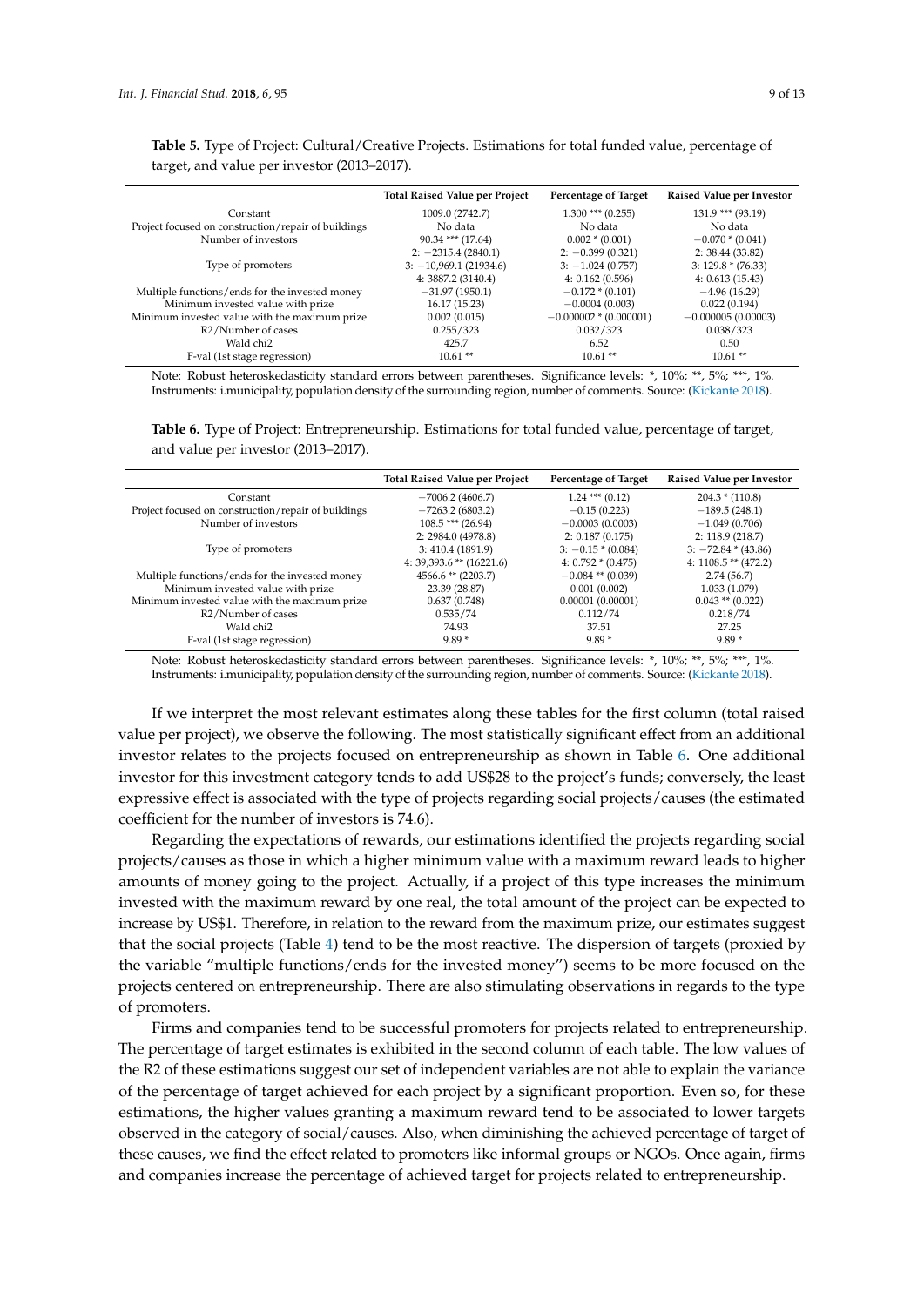**Table 5.** Type of Project: Cultural/Creative Projects. Estimations for total funded value, percentage of target, and value per investor (2013–2017).

| | Total Raised Value per Project | Percentage of Target | Raised Value per Investor |
|---|---|---|---|
| Constant | 1009.0 (2742.7) | 1.300 *** (0.255) | 131.9 *** (93.19) |
| Project focused on construction/repair of buildings | No data | No data | No data |
| Number of investors | 90.34 *** (17.64) | 0.002 * (0.001) | −0.070 * (0.041) |
| Type of promoters | 2: −2315.4 (2840.1)<br>3: −10,969.1 (21934.6)<br>4: 3887.2 (3140.4) | 2: −0.399 (0.321)<br>3: −1.024 (0.757)<br>4: 0.162 (0.596) | 2: 38.44 (33.82)<br>3: 129.8 * (76.33)<br>4: 0.613 (15.43) |
| Multiple functions/ends for the invested money | −31.97 (1950.1) | −0.172 * (0.101) | −4.96 (16.29) |
| Minimum invested value with prize | 16.17 (15.23) | −0.0004 (0.003) | 0.022 (0.194) |
| Minimum invested value with the maximum prize | 0.002 (0.015) | −0.000002 * (0.000001) | −0.000005 (0.00003) |
| R2/Number of cases | 0.255/323 | 0.032/323 | 0.038/323 |
| Wald chi2 | 425.7 | 6.52 | 0.50 |
| F-val (1st stage regression) | 10.61 ** | 10.61 ** | 10.61 ** |

Note: Robust heteroskedasticity standard errors between parentheses. Significance levels: *, 10%; **, 5%; ***, 1%. Instruments: i.municipality, population density of the surrounding region, number of comments. Source: (Kickante 2018).

**Table 6.** Type of Project: Entrepreneurship. Estimations for total funded value, percentage of target, and value per investor (2013–2017).

| | Total Raised Value per Project | Percentage of Target | Raised Value per Investor |
|---|---|---|---|
| Constant | −7006.2 (4606.7) | 1.24 *** (0.12) | 204.3 * (110.8) |
| Project focused on construction/repair of buildings | −7263.2 (6803.2) | −0.15 (0.223) | −189.5 (248.1) |
| Number of investors | 108.5 *** (26.94) | −0.0003 (0.0003) | −1.049 (0.706) |
| Type of promoters | 2: 2984.0 (4978.8)<br>3: 410.4 (1891.9)<br>4: 39,393.6 ** (16221.6) | 2: 0.187 (0.175)<br>3: −0.15 * (0.084)<br>4: 0.792 * (0.475) | 2: 118.9 (218.7)<br>3: −72.84 * (43.86)<br>4: 1108.5 ** (472.2) |
| Multiple functions/ends for the invested money | 4566.6 ** (2203.7) | −0.084 ** (0.039) | 2.74 (56.7) |
| Minimum invested value with prize | 23.39 (28.87) | 0.001 (0.002) | 1.033 (1.079) |
| Minimum invested value with the maximum prize | 0.637 (0.748) | 0.00001 (0.00001) | 0.043 ** (0.022) |
| R2/Number of cases | 0.535/74 | 0.112/74 | 0.218/74 |
| Wald chi2 | 74.93 | 37.51 | 27.25 |
| F-val (1st stage regression) | 9.89 * | 9.89 * | 9.89 * |

Note: Robust heteroskedasticity standard errors between parentheses. Significance levels: *, 10%; **, 5%; ***, 1%. Instruments: i.municipality, population density of the surrounding region, number of comments. Source: (Kickante 2018).

If we interpret the most relevant estimates along these tables for the first column (total raised value per project), we observe the following. The most statistically significant effect from an additional investor relates to the projects focused on entrepreneurship as shown in Table 6. One additional investor for this investment category tends to add US$28 to the project's funds; conversely, the least expressive effect is associated with the type of projects regarding social projects/causes (the estimated coefficient for the number of investors is 74.6).

Regarding the expectations of rewards, our estimations identified the projects regarding social projects/causes as those in which a higher minimum value with a maximum reward leads to higher amounts of money going to the project. Actually, if a project of this type increases the minimum invested with the maximum reward by one real, the total amount of the project can be expected to increase by US$1. Therefore, in relation to the reward from the maximum prize, our estimates suggest that the social projects (Table 4) tend to be the most reactive. The dispersion of targets (proxied by the variable "multiple functions/ends for the invested money") seems to be more focused on the projects centered on entrepreneurship. There are also stimulating observations in regards to the type of promoters.

Firms and companies tend to be successful promoters for projects related to entrepreneurship. The percentage of target estimates is exhibited in the second column of each table. The low values of the R2 of these estimations suggest our set of independent variables are not able to explain the variance of the percentage of target achieved for each project by a significant proportion. Even so, for these estimations, the higher values granting a maximum reward tend to be associated to lower targets observed in the category of social/causes. Also, when diminishing the achieved percentage of target of these causes, we find the effect related to promoters like informal groups or NGOs. Once again, firms and companies increase the percentage of achieved target for projects related to entrepreneurship.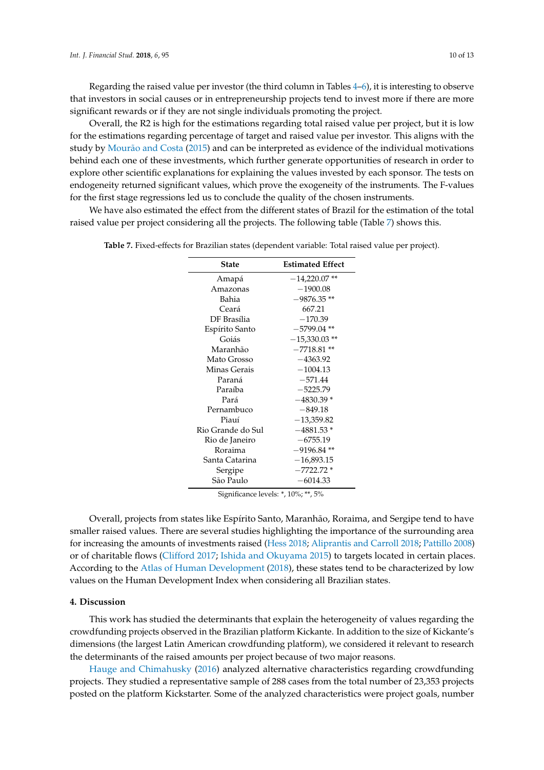Regarding the raised value per investor (the third column in Tables 4–6), it is interesting to observe that investors in social causes or in entrepreneurship projects tend to invest more if there are more significant rewards or if they are not single individuals promoting the project.

Overall, the R2 is high for the estimations regarding total raised value per project, but it is low for the estimations regarding percentage of target and raised value per investor. This aligns with the study by Mourão and Costa (2015) and can be interpreted as evidence of the individual motivations behind each one of these investments, which further generate opportunities of research in order to explore other scientific explanations for explaining the values invested by each sponsor. The tests on endogeneity returned significant values, which prove the exogeneity of the instruments. The F-values for the first stage regressions led us to conclude the quality of the chosen instruments.

We have also estimated the effect from the different states of Brazil for the estimation of the total raised value per project considering all the projects. The following table (Table 7) shows this.

**Table 7.** Fixed-effects for Brazilian states (dependent variable: Total raised value per project).

| State | Estimated Effect |
|---|---|
| Amapá | −14,220.07 ** |
| Amazonas | −1900.08 |
| Bahia | −9876.35 ** |
| Ceará | 667.21 |
| DF Brasília | −170.39 |
| Espírito Santo | −5799.04 ** |
| Goiás | −15,330.03 ** |
| Maranhão | −7718.81 ** |
| Mato Grosso | −4363.92 |
| Minas Gerais | −1004.13 |
| Paraná | −571.44 |
| Paraíba | −5225.79 |
| Pará | −4830.39 * |
| Pernambuco | −849.18 |
| Piauí | −13,359.82 |
| Rio Grande do Sul | −4881.53 * |
| Rio de Janeiro | −6755.19 |
| Roraima | −9196.84 ** |
| Santa Catarina | −16,893.15 |
| Sergipe | −7722.72 * |
| São Paulo | −6014.33 |

Significance levels: *, 10%; **, 5%

Overall, projects from states like Espírito Santo, Maranhão, Roraima, and Sergipe tend to have smaller raised values. There are several studies highlighting the importance of the surrounding area for increasing the amounts of investments raised (Hess 2018; Aliprantis and Carroll 2018; Pattillo 2008) or of charitable flows (Clifford 2017; Ishida and Okuyama 2015) to targets located in certain places. According to the Atlas of Human Development (2018), these states tend to be characterized by low values on the Human Development Index when considering all Brazilian states.

## 4. Discussion

This work has studied the determinants that explain the heterogeneity of values regarding the crowdfunding projects observed in the Brazilian platform Kickante. In addition to the size of Kickante's dimensions (the largest Latin American crowdfunding platform), we considered it relevant to research the determinants of the raised amounts per project because of two major reasons.

Hauge and Chimahusky (2016) analyzed alternative characteristics regarding crowdfunding projects. They studied a representative sample of 288 cases from the total number of 23,353 projects posted on the platform Kickstarter. Some of the analyzed characteristics were project goals, number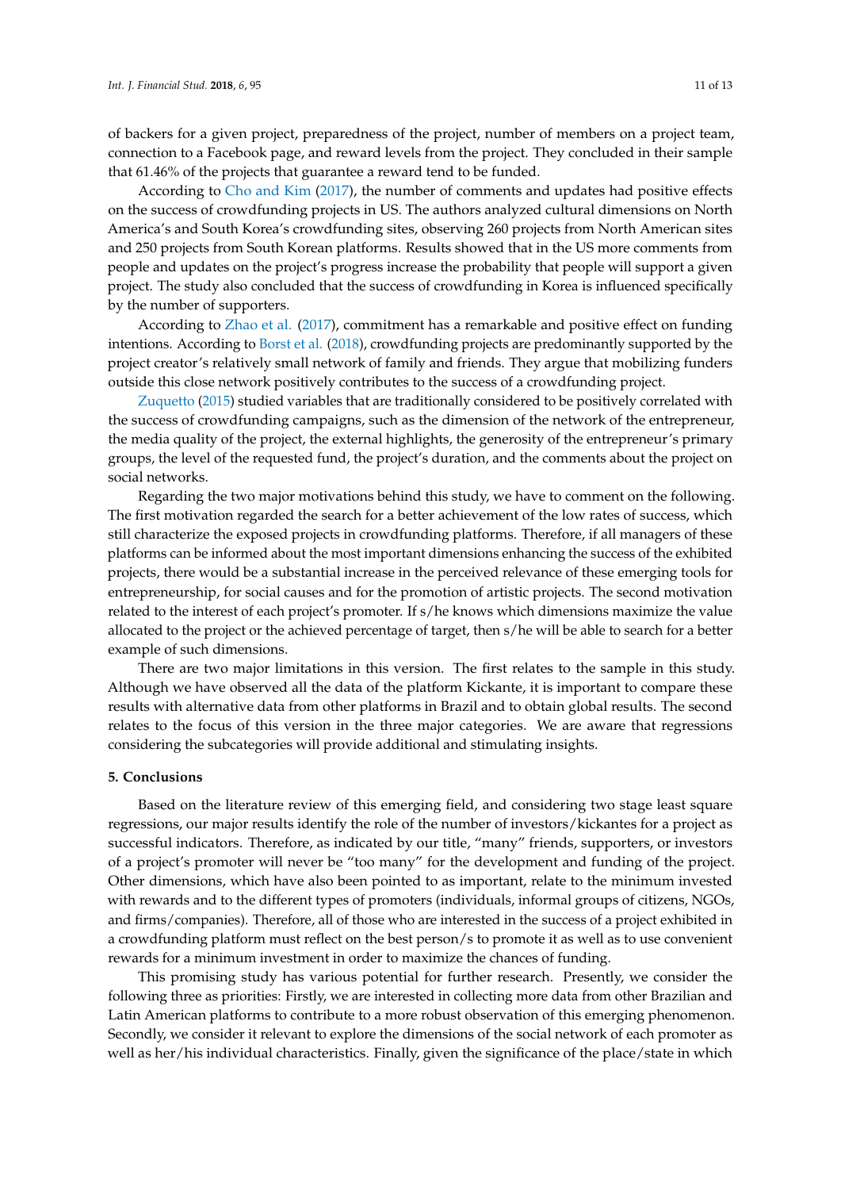of backers for a given project, preparedness of the project, number of members on a project team, connection to a Facebook page, and reward levels from the project. They concluded in their sample that 61.46% of the projects that guarantee a reward tend to be funded.

According to Cho and Kim (2017), the number of comments and updates had positive effects on the success of crowdfunding projects in US. The authors analyzed cultural dimensions on North America's and South Korea's crowdfunding sites, observing 260 projects from North American sites and 250 projects from South Korean platforms. Results showed that in the US more comments from people and updates on the project's progress increase the probability that people will support a given project. The study also concluded that the success of crowdfunding in Korea is influenced specifically by the number of supporters.

According to Zhao et al. (2017), commitment has a remarkable and positive effect on funding intentions. According to Borst et al. (2018), crowdfunding projects are predominantly supported by the project creator's relatively small network of family and friends. They argue that mobilizing funders outside this close network positively contributes to the success of a crowdfunding project.

Zuquetto (2015) studied variables that are traditionally considered to be positively correlated with the success of crowdfunding campaigns, such as the dimension of the network of the entrepreneur, the media quality of the project, the external highlights, the generosity of the entrepreneur's primary groups, the level of the requested fund, the project's duration, and the comments about the project on social networks.

Regarding the two major motivations behind this study, we have to comment on the following. The first motivation regarded the search for a better achievement of the low rates of success, which still characterize the exposed projects in crowdfunding platforms. Therefore, if all managers of these platforms can be informed about the most important dimensions enhancing the success of the exhibited projects, there would be a substantial increase in the perceived relevance of these emerging tools for entrepreneurship, for social causes and for the promotion of artistic projects. The second motivation related to the interest of each project's promoter. If s/he knows which dimensions maximize the value allocated to the project or the achieved percentage of target, then s/he will be able to search for a better example of such dimensions.

There are two major limitations in this version. The first relates to the sample in this study. Although we have observed all the data of the platform Kickante, it is important to compare these results with alternative data from other platforms in Brazil and to obtain global results. The second relates to the focus of this version in the three major categories. We are aware that regressions considering the subcategories will provide additional and stimulating insights.

## 5. Conclusions

Based on the literature review of this emerging field, and considering two stage least square regressions, our major results identify the role of the number of investors/kickantes for a project as successful indicators. Therefore, as indicated by our title, "many" friends, supporters, or investors of a project's promoter will never be "too many" for the development and funding of the project. Other dimensions, which have also been pointed to as important, relate to the minimum invested with rewards and to the different types of promoters (individuals, informal groups of citizens, NGOs, and firms/companies). Therefore, all of those who are interested in the success of a project exhibited in a crowdfunding platform must reflect on the best person/s to promote it as well as to use convenient rewards for a minimum investment in order to maximize the chances of funding.

This promising study has various potential for further research. Presently, we consider the following three as priorities: Firstly, we are interested in collecting more data from other Brazilian and Latin American platforms to contribute to a more robust observation of this emerging phenomenon. Secondly, we consider it relevant to explore the dimensions of the social network of each promoter as well as her/his individual characteristics. Finally, given the significance of the place/state in which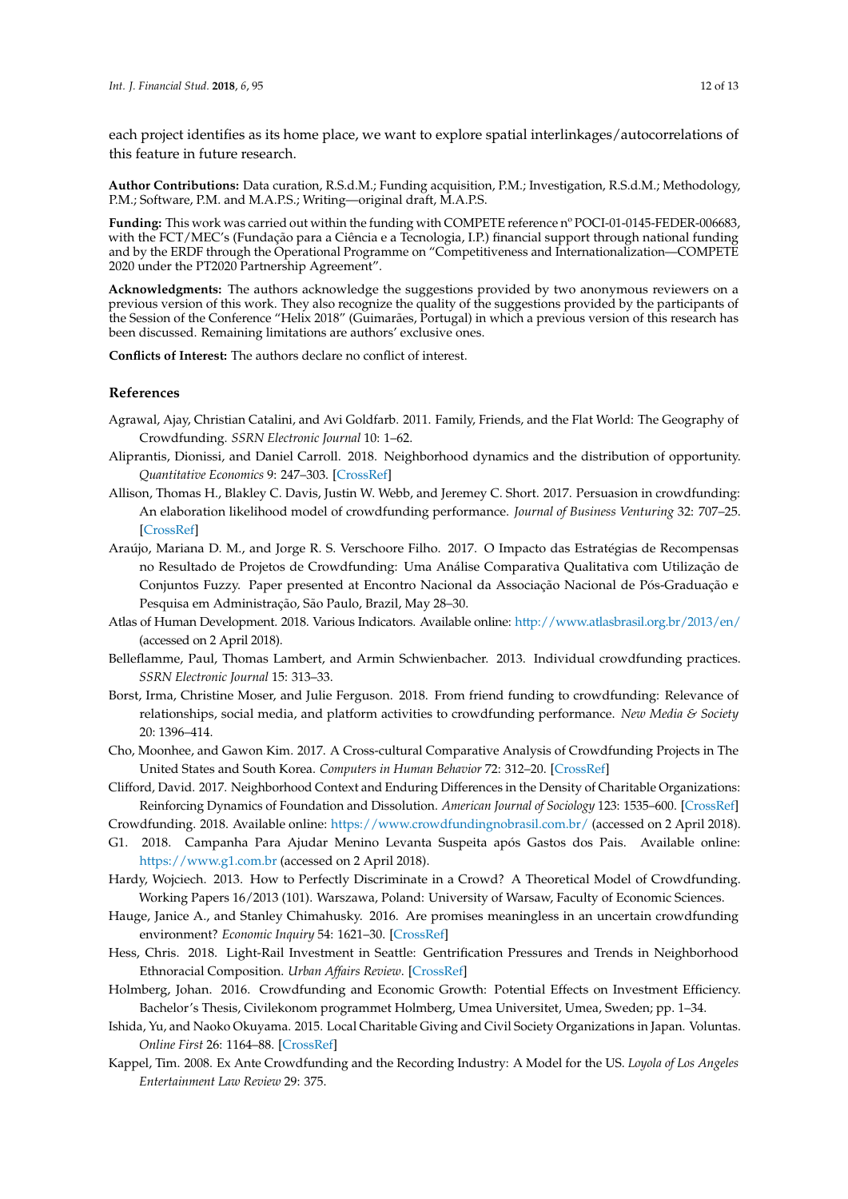each project identifies as its home place, we want to explore spatial interlinkages/autocorrelations of this feature in future research.

**Author Contributions:** Data curation, R.S.d.M.; Funding acquisition, P.M.; Investigation, R.S.d.M.; Methodology, P.M.; Software, P.M. and M.A.P.S.; Writing—original draft, M.A.P.S.

**Funding:** This work was carried out within the funding with COMPETE reference nº POCI-01-0145-FEDER-006683, with the FCT/MEC's (Fundação para a Ciência e a Tecnologia, I.P.) financial support through national funding and by the ERDF through the Operational Programme on "Competitiveness and Internationalization—COMPETE 2020 under the PT2020 Partnership Agreement".

**Acknowledgments:** The authors acknowledge the suggestions provided by two anonymous reviewers on a previous version of this work. They also recognize the quality of the suggestions provided by the participants of the Session of the Conference "Helix 2018" (Guimarães, Portugal) in which a previous version of this research has been discussed. Remaining limitations are authors' exclusive ones.

**Conflicts of Interest:** The authors declare no conflict of interest.

## References

Agrawal, Ajay, Christian Catalini, and Avi Goldfarb. 2011. Family, Friends, and the Flat World: The Geography of Crowdfunding. *SSRN Electronic Journal* 10: 1–62.

Aliprantis, Dionissi, and Daniel Carroll. 2018. Neighborhood dynamics and the distribution of opportunity. *Quantitative Economics* 9: 247–303. [CrossRef]

Allison, Thomas H., Blakley C. Davis, Justin W. Webb, and Jeremey C. Short. 2017. Persuasion in crowdfunding: An elaboration likelihood model of crowdfunding performance. *Journal of Business Venturing* 32: 707–25. [CrossRef]

Araújo, Mariana D. M., and Jorge R. S. Verschoore Filho. 2017. O Impacto das Estratégias de Recompensas no Resultado de Projetos de Crowdfunding: Uma Análise Comparativa Qualitativa com Utilização de Conjuntos Fuzzy. Paper presented at Encontro Nacional da Associação Nacional de Pós-Graduação e Pesquisa em Administração, São Paulo, Brazil, May 28–30.

Atlas of Human Development. 2018. Various Indicators. Available online: http://www.atlasbrasil.org.br/2013/en/ (accessed on 2 April 2018).

Belleflamme, Paul, Thomas Lambert, and Armin Schwienbacher. 2013. Individual crowdfunding practices. *SSRN Electronic Journal* 15: 313–33.

Borst, Irma, Christine Moser, and Julie Ferguson. 2018. From friend funding to crowdfunding: Relevance of relationships, social media, and platform activities to crowdfunding performance. *New Media & Society* 20: 1396–414.

Cho, Moonhee, and Gawon Kim. 2017. A Cross-cultural Comparative Analysis of Crowdfunding Projects in The United States and South Korea. *Computers in Human Behavior* 72: 312–20. [CrossRef]

Clifford, David. 2017. Neighborhood Context and Enduring Differences in the Density of Charitable Organizations: Reinforcing Dynamics of Foundation and Dissolution. *American Journal of Sociology* 123: 1535–600. [CrossRef]

Crowdfunding. 2018. Available online: https://www.crowdfundingnobrasil.com.br/ (accessed on 2 April 2018).

G1. 2018. Campanha Para Ajudar Menino Levanta Suspeita após Gastos dos Pais. Available online: https://www.g1.com.br (accessed on 2 April 2018).

Hardy, Wojciech. 2013. How to Perfectly Discriminate in a Crowd? A Theoretical Model of Crowdfunding. Working Papers 16/2013 (101). Warszawa, Poland: University of Warsaw, Faculty of Economic Sciences.

Hauge, Janice A., and Stanley Chimahusky. 2016. Are promises meaningless in an uncertain crowdfunding environment? *Economic Inquiry* 54: 1621–30. [CrossRef]

Hess, Chris. 2018. Light-Rail Investment in Seattle: Gentrification Pressures and Trends in Neighborhood Ethnoracial Composition. *Urban Affairs Review*. [CrossRef]

Holmberg, Johan. 2016. Crowdfunding and Economic Growth: Potential Effects on Investment Efficiency. Bachelor's Thesis, Civilekonom programmet Holmberg, Umea Universitet, Umea, Sweden; pp. 1–34.

Ishida, Yu, and Naoko Okuyama. 2015. Local Charitable Giving and Civil Society Organizations in Japan. Voluntas. *Online First* 26: 1164–88. [CrossRef]

Kappel, Tim. 2008. Ex Ante Crowdfunding and the Recording Industry: A Model for the US. *Loyola of Los Angeles Entertainment Law Review* 29: 375.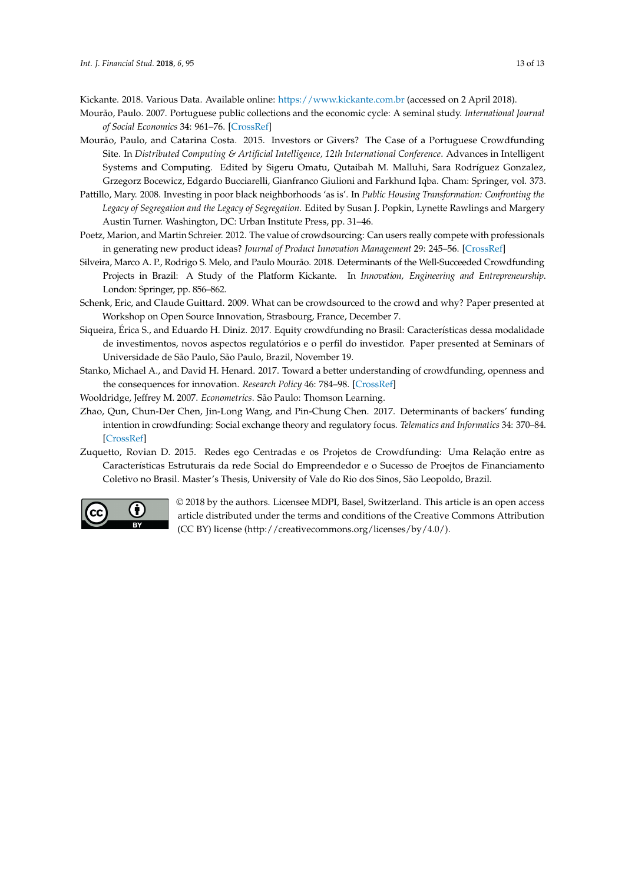Kickante. 2018. Various Data. Available online: https://www.kickante.com.br (accessed on 2 April 2018).

Mourão, Paulo. 2007. Portuguese public collections and the economic cycle: A seminal study. *International Journal of Social Economics* 34: 961–76. [CrossRef]

Mourão, Paulo, and Catarina Costa. 2015. Investors or Givers? The Case of a Portuguese Crowdfunding Site. In *Distributed Computing & Artificial Intelligence, 12th International Conference*. Advances in Intelligent Systems and Computing. Edited by Sigeru Omatu, Qutaibah M. Malluhi, Sara Rodríguez Gonzalez, Grzegorz Bocewicz, Edgardo Bucciarelli, Gianfranco Giulioni and Farkhund Iqba. Cham: Springer, vol. 373.

Pattillo, Mary. 2008. Investing in poor black neighborhoods 'as is'. In *Public Housing Transformation: Confronting the Legacy of Segregation and the Legacy of Segregation*. Edited by Susan J. Popkin, Lynette Rawlings and Margery Austin Turner. Washington, DC: Urban Institute Press, pp. 31–46.

Poetz, Marion, and Martin Schreier. 2012. The value of crowdsourcing: Can users really compete with professionals in generating new product ideas? *Journal of Product Innovation Management* 29: 245–56. [CrossRef]

Silveira, Marco A. P., Rodrigo S. Melo, and Paulo Mourão. 2018. Determinants of the Well-Succeeded Crowdfunding Projects in Brazil: A Study of the Platform Kickante. In *Innovation, Engineering and Entrepreneurship*. London: Springer, pp. 856–862.

Schenk, Eric, and Claude Guittard. 2009. What can be crowdsourced to the crowd and why? Paper presented at Workshop on Open Source Innovation, Strasbourg, France, December 7.

Siqueira, Érica S., and Eduardo H. Diniz. 2017. Equity crowdfunding no Brasil: Características dessa modalidade de investimentos, novos aspectos regulatórios e o perfil do investidor. Paper presented at Seminars of Universidade de São Paulo, São Paulo, Brazil, November 19.

Stanko, Michael A., and David H. Henard. 2017. Toward a better understanding of crowdfunding, openness and the consequences for innovation. *Research Policy* 46: 784–98. [CrossRef]

Wooldridge, Jeffrey M. 2007. *Econometrics*. São Paulo: Thomson Learning.

Zhao, Qun, Chun-Der Chen, Jin-Long Wang, and Pin-Chung Chen. 2017. Determinants of backers' funding intention in crowdfunding: Social exchange theory and regulatory focus. *Telematics and Informatics* 34: 370–84. [CrossRef]

Zuquetto, Rovian D. 2015. Redes ego Centradas e os Projetos de Crowdfunding: Uma Relação entre as Características Estruturais da rede Social do Empreendedor e o Sucesso de Proejtos de Financiamento Coletivo no Brasil. Master's Thesis, University of Vale do Rio dos Sinos, São Leopoldo, Brazil.

© 2018 by the authors. Licensee MDPI, Basel, Switzerland. This article is an open access article distributed under the terms and conditions of the Creative Commons Attribution (CC BY) license (http://creativecommons.org/licenses/by/4.0/).